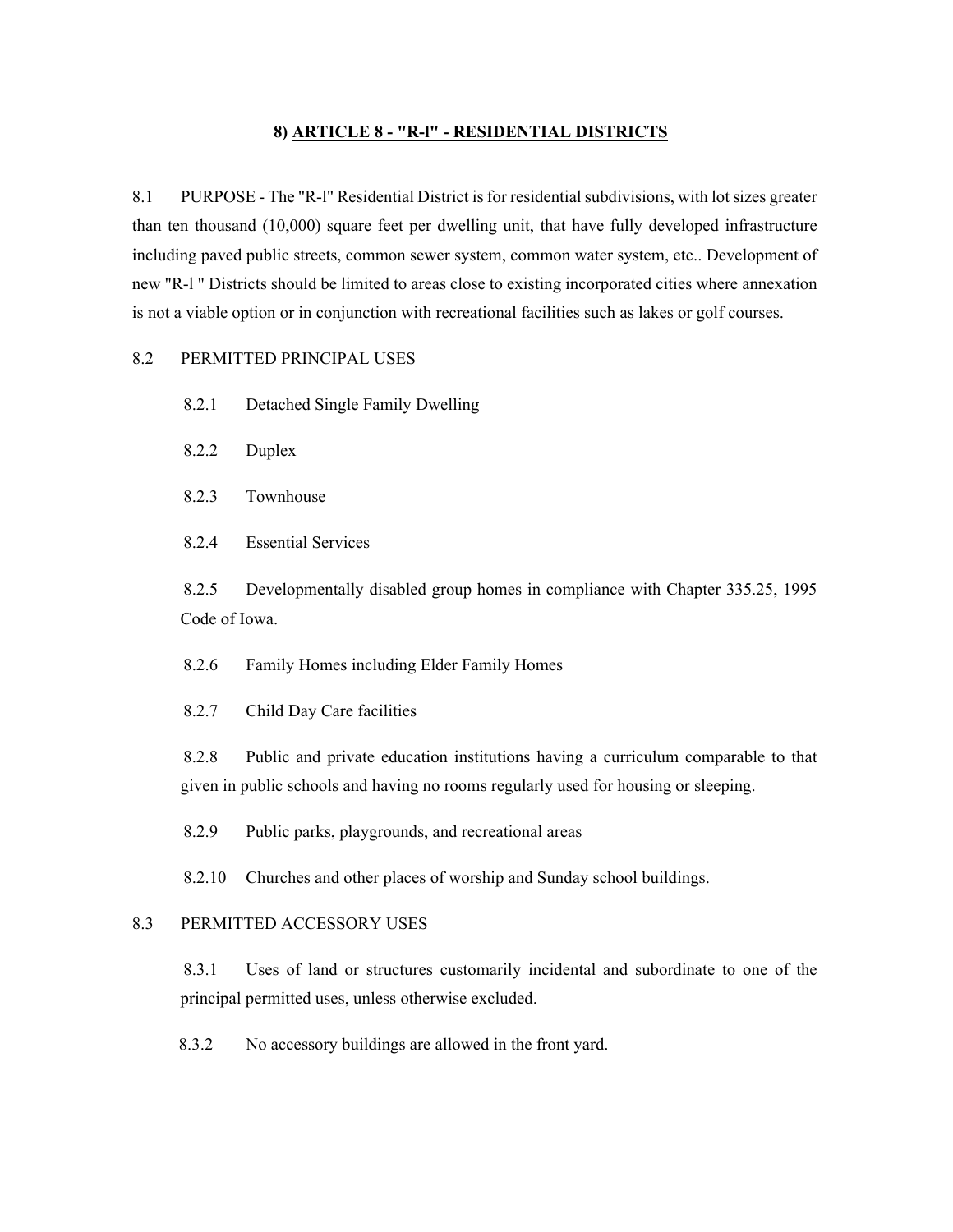## 8) ARTICLE 8 - "R-l" - RESIDENTIAL DISTRICTS

8.1 PURPOSE - The "R-l" Residential District is for residential subdivisions, with lot sizes greater than ten thousand (10,000) square feet per dwelling unit, that have fully developed infrastructure including paved public streets, common sewer system, common water system, etc.. Development of new "R-l " Districts should be limited to areas close to existing incorporated cities where annexation is not a viable option or in conjunction with recreational facilities such as lakes or golf courses.

8.2 PERMITTED PRINCIPAL USES

8.2.1 Detached Single Family Dwelling

8.2.2 Duplex

8.2.3 Townhouse

8.2.4 Essential Services

8.2.5 Developmentally disabled group homes in compliance with Chapter 335.25, 1995 Code of Iowa.

8.2.6 Family Homes including Elder Family Homes

8.2.7 Child Day Care facilities

8.2.8 Public and private education institutions having a curriculum comparable to that given in public schools and having no rooms regularly used for housing or sleeping.

8.2.9 Public parks, playgrounds, and recreational areas

8.2.10 Churches and other places of worship and Sunday school buildings.

8.3 PERMITTED ACCESSORY USES

8.3.1 Uses of land or structures customarily incidental and subordinate to one of the principal permitted uses, unless otherwise excluded.

8.3.2 No accessory buildings are allowed in the front yard.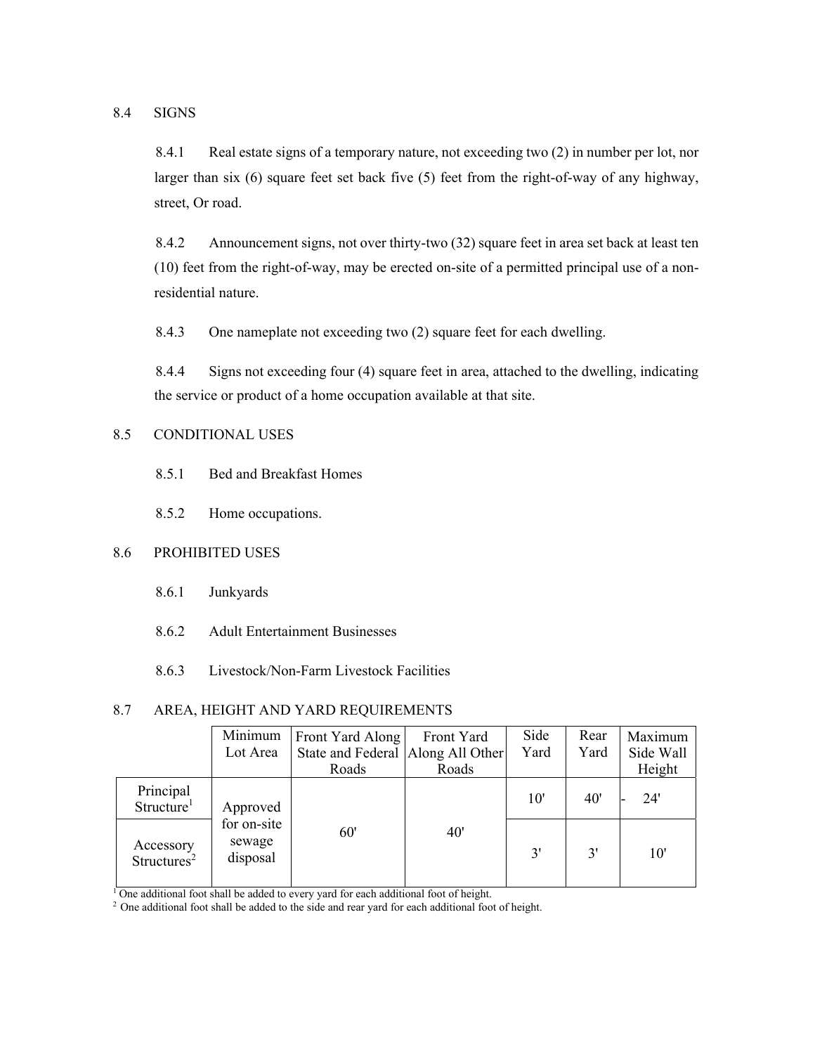## 8.4 SIGNS

8.4.1 Real estate signs of a temporary nature, not exceeding two (2) in number per lot, nor larger than six (6) square feet set back five (5) feet from the right-of-way of any highway, street, Or road.

8.4.2 Announcement signs, not over thirty-two (32) square feet in area set back at least ten (10) feet from the right-of-way, may be erected on-site of a permitted principal use of a non-residential nature.

8.4.3 One nameplate not exceeding two (2) square feet for each dwelling.

8.4.4 Signs not exceeding four (4) square feet in area, attached to the dwelling, indicating the service or product of a home occupation available at that site.

## 8.5 CONDITIONAL USES

8.5.1 Bed and Breakfast Homes

8.5.2 Home occupations.

## 8.6 PROHIBITED USES

8.6.1 Junkyards

8.6.2 Adult Entertainment Businesses

8.6.3 Livestock/Non-Farm Livestock Facilities

## 8.7 AREA, HEIGHT AND YARD REQUIREMENTS

| | Minimum Lot Area | Front Yard Along State and Federal Roads | Front Yard Along All Other Roads | Side Yard | Rear Yard | Maximum Side Wall Height |
|---|---|---|---|---|---|---|
| Principal Structure[1] | Approved for on-site sewage disposal | 60' | 40' | 10' | 40' | - 24' |
| Accessory Structures[2] | | | | 3' | 3' | 10' |

[1] One additional foot shall be added to every yard for each additional foot of height.

[2] One additional foot shall be added to the side and rear yard for each additional foot of height.